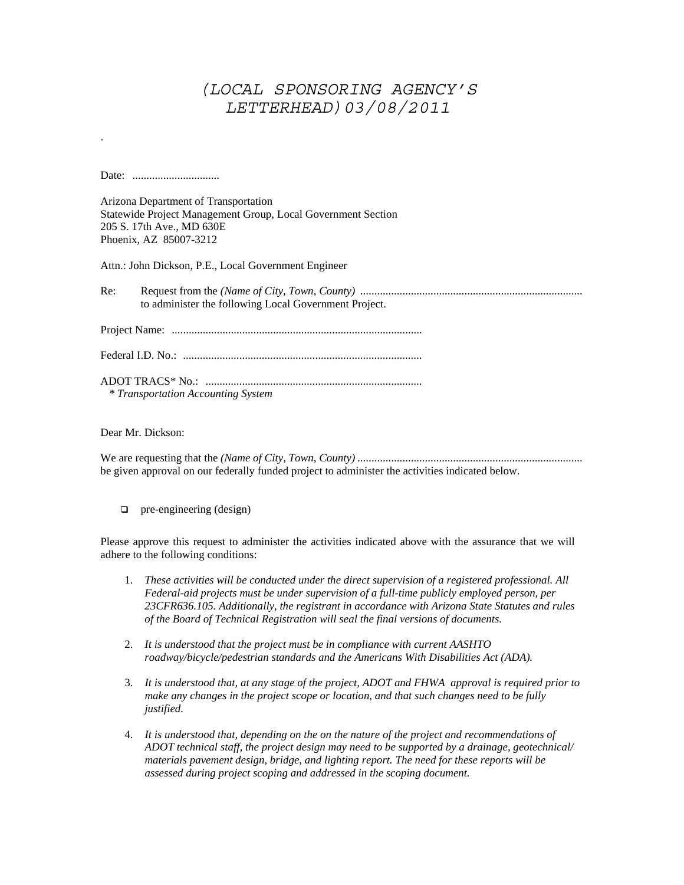# *(LOCAL SPONSORING AGENCY'S LETTERHEAD)03/08/2011*

.

Date: ...............................

Arizona Department of Transportation
Statewide Project Management Group, Local Government Section
205 S. 17th Ave., MD 630E
Phoenix, AZ 85007-3212

Attn.: John Dickson, P.E., Local Government Engineer

Re: Request from the *(Name of City, Town, County)* ..............................................................................
to administer the following Local Government Project.

Project Name: ........................................................................................

Federal I.D. No.: ....................................................................................

ADOT TRACS* No.: ............................................................................
*\* Transportation Accounting System*

Dear Mr. Dickson:

We are requesting that the *(Name of City, Town, County)* ................................................................................
be given approval on our federally funded project to administer the activities indicated below.

- ❑ pre-engineering (design)

Please approve this request to administer the activities indicated above with the assurance that we will adhere to the following conditions:

1. *These activities will be conducted under the direct supervision of a registered professional. All Federal-aid projects must be under supervision of a full-time publicly employed person, per 23CFR636.105. Additionally, the registrant in accordance with Arizona State Statutes and rules of the Board of Technical Registration will seal the final versions of documents.*

2. *It is understood that the project must be in compliance with current AASHTO roadway/bicycle/pedestrian standards and the Americans With Disabilities Act (ADA).*

3. *It is understood that, at any stage of the project, ADOT and FHWA approval is required prior to make any changes in the project scope or location, and that such changes need to be fully justified.*

4. *It is understood that, depending on the on the nature of the project and recommendations of ADOT technical staff, the project design may need to be supported by a drainage, geotechnical/ materials pavement design, bridge, and lighting report. The need for these reports will be assessed during project scoping and addressed in the scoping document.*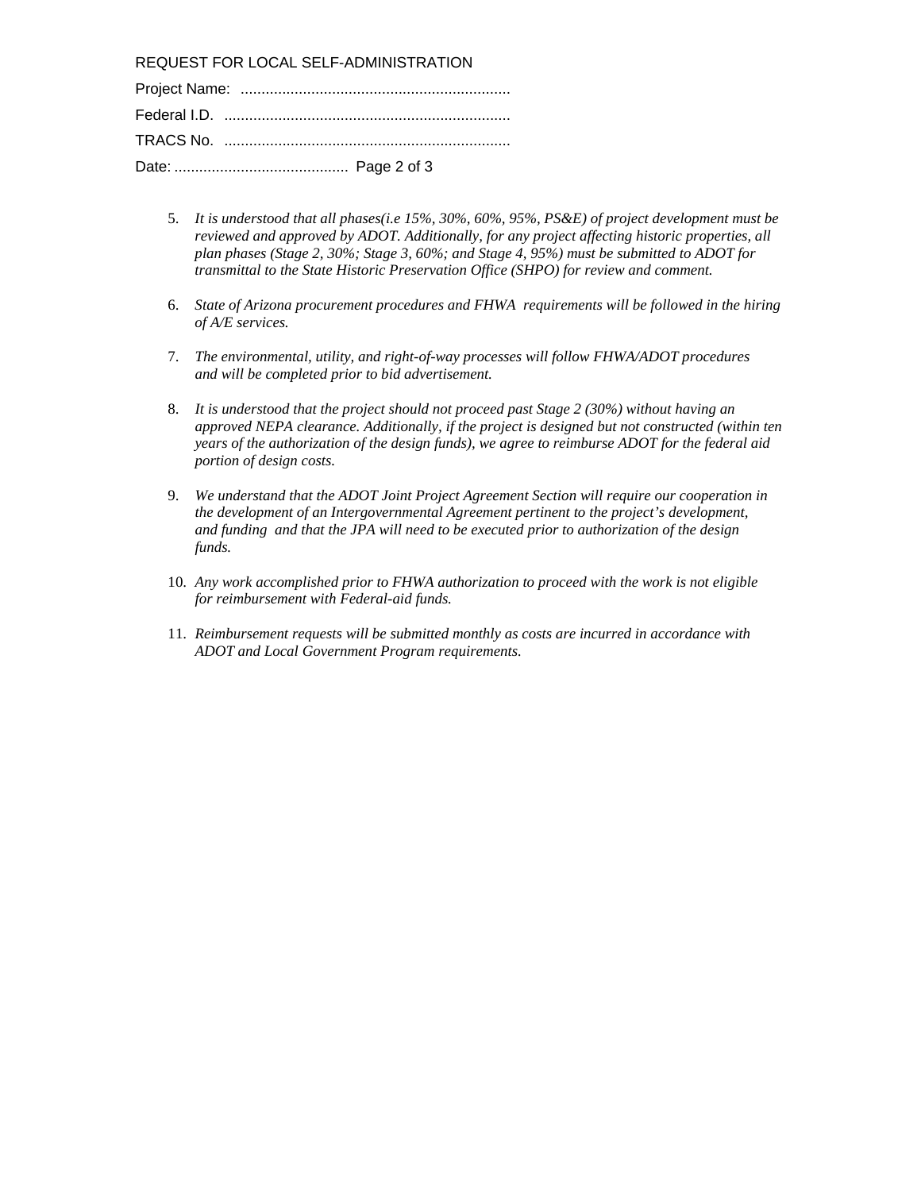REQUEST FOR LOCAL SELF-ADMINISTRATION

Project Name: ..................................................................

Federal I.D. ......................................................................

TRACS No. ......................................................................

Date: ..........................................

5. *It is understood that all phases(i.e 15%, 30%, 60%, 95%, PS&E) of project development must be reviewed and approved by ADOT. Additionally, for any project affecting historic properties, all plan phases (Stage 2, 30%; Stage 3, 60%; and Stage 4, 95%) must be submitted to ADOT for transmittal to the State Historic Preservation Office (SHPO) for review and comment.*

6. *State of Arizona procurement procedures and FHWA requirements will be followed in the hiring of A/E services.*

7. *The environmental, utility, and right-of-way processes will follow FHWA/ADOT procedures and will be completed prior to bid advertisement.*

8. *It is understood that the project should not proceed past Stage 2 (30%) without having an approved NEPA clearance. Additionally, if the project is designed but not constructed (within ten years of the authorization of the design funds), we agree to reimburse ADOT for the federal aid portion of design costs.*

9. *We understand that the ADOT Joint Project Agreement Section will require our cooperation in the development of an Intergovernmental Agreement pertinent to the project's development, and funding and that the JPA will need to be executed prior to authorization of the design funds.*

10. *Any work accomplished prior to FHWA authorization to proceed with the work is not eligible for reimbursement with Federal-aid funds.*

11. *Reimbursement requests will be submitted monthly as costs are incurred in accordance with ADOT and Local Government Program requirements.*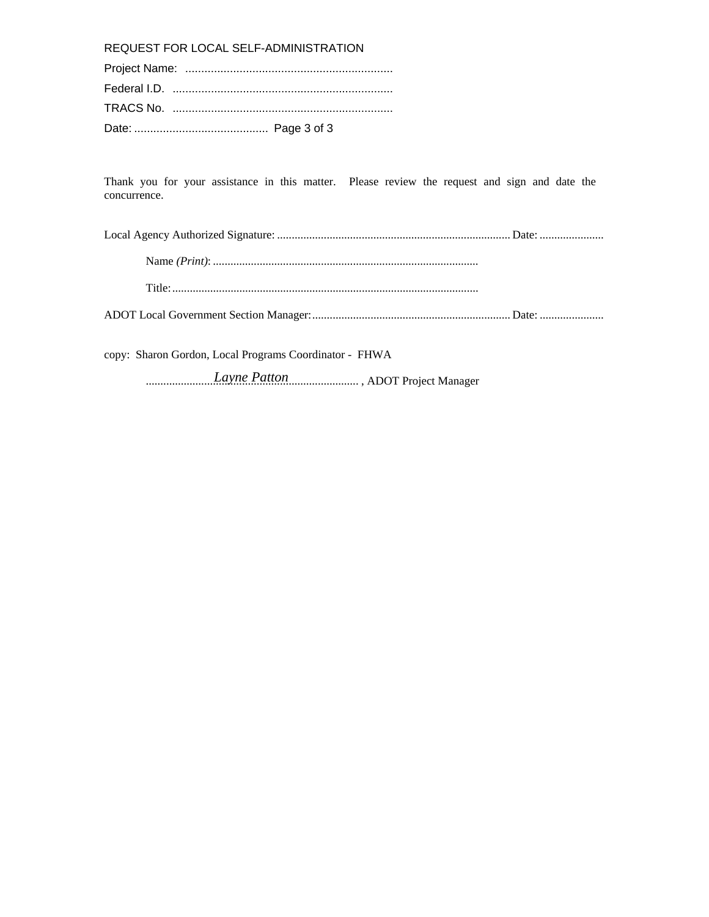REQUEST FOR LOCAL SELF-ADMINISTRATION

Project Name: ..................................................................

Federal I.D. ......................................................................

TRACS No. ......................................................................

Date: .......................................... Page 3 of 3

Thank you for your assistance in this matter. Please review the request and sign and date the concurrence.

Local Agency Authorized Signature: ................................................................................ Date: ......................

Name *(Print)*: ..........................................................................................

Title: ........................................................................................................

ADOT Local Government Section Manager: .................................................................... Date: ......................

copy: Sharon Gordon, Local Programs Coordinator - FHWA

*Layne Patton*, ADOT Project Manager